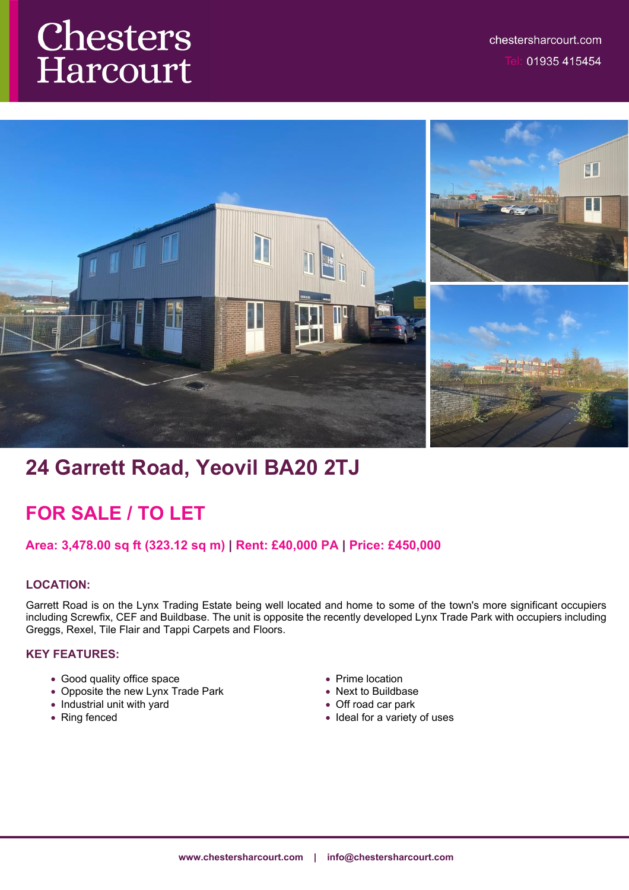Chesters Harcourt

chestersharcourt.com

Tel: 01935 415454

# 24 Garrett Road, Yeovil BA20 2TJ

## FOR SALE / TO LET

**Area: 3,478.00 sq ft (323.12 sq m) | Rent: £40,000 PA | Price: £450,000**

### LOCATION:

Garrett Road is on the Lynx Trading Estate being well located and home to some of the town's more significant occupiers including Screwfix, CEF and Buildbase. The unit is opposite the recently developed Lynx Trade Park with occupiers including Greggs, Rexel, Tile Flair and Tappi Carpets and Floors.

### KEY FEATURES:

- Good quality office space
- Opposite the new Lynx Trade Park
- Industrial unit with yard
- Ring fenced
- Prime location
- Next to Buildbase
- Off road car park
- Ideal for a variety of uses

www.chestersharcourt.com | info@chestersharcourt.com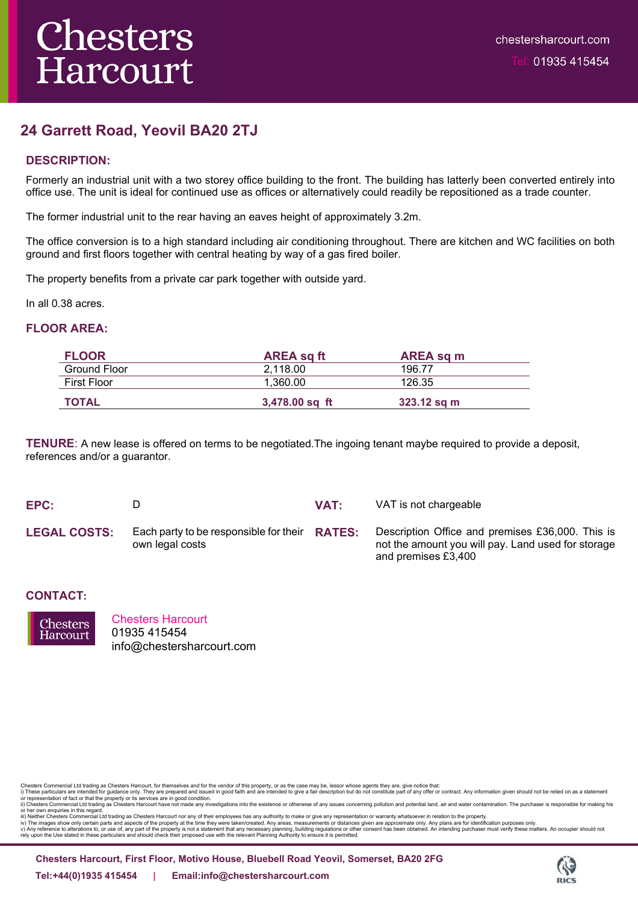# 24 Garrett Road, Yeovil BA20 2TJ

## DESCRIPTION:

Formerly an industrial unit with a two storey office building to the front. The building has latterly been converted entirely into office use. The unit is ideal for continued use as offices or alternatively could readily be repositioned as a trade counter.

The former industrial unit to the rear having an eaves height of approximately 3.2m.

The office conversion is to a high standard including air conditioning throughout. There are kitchen and WC facilities on both ground and first floors together with central heating by way of a gas fired boiler.

The property benefits from a private car park together with outside yard.

In all 0.38 acres.

## FLOOR AREA:

| FLOOR | AREA sq ft | AREA sq m |
|---|---|---|
| Ground Floor | 2,118.00 | 196.77 |
| First Floor | 1,360.00 | 126.35 |
| **TOTAL** | **3,478.00 sq ft** | **323.12 sq m** |

**TENURE**: A new lease is offered on terms to be negotiated.The ingoing tenant maybe required to provide a deposit, references and/or a guarantor.

**EPC:** D

**VAT:** VAT is not chargeable

**LEGAL COSTS:** Each party to be responsible for their own legal costs

**RATES:** Description Office and premises £36,000. This is not the amount you will pay. Land used for storage and premises £3,400

## CONTACT:

Chesters Harcourt
01935 415454
info@chestersharcourt.com

Chesters Commercial Ltd trading as Chesters Harcourt, for themselves and for the vendor of this property, or as the case may be, lessor whose agents they are, give notice that:
i) These particulars are intended for guidance only. They are prepared and issued in good faith and are intended to give a fair description but do not constitute part of any offer or contract. Any information given should not be relied on as a statement or representation of fact or that the property or its services are in good condition.
ii) Chesters Commercial Ltd trading as Chesters Harcourt have not made any investigations into the existence or otherwise of any issues concerning pollution and potential land, air and water contamination. The purchaser is responsible for making his or her own enquiries in this regard.
iii) Neither Chesters Commercial Ltd trading as Chesters Harcourt nor any of their employees has any authority to make or give any representation or warranty whatsoever in relation to the property.
iv) The images show only certain parts and aspects of the property at the time they were taken/created. Any areas, measurements or distances given are approximate only. Any plans are for identification purposes only.
v) Any reference to alterations to, or use of, any part of the property is not a statement that any necessary planning, building regulations or other consent has been obtained. An intending purchaser must verify these matters. An occupier should not rely upon the Use stated in these particulars and should check their proposed use with the relevant Planning Authority to ensure it is permitted.